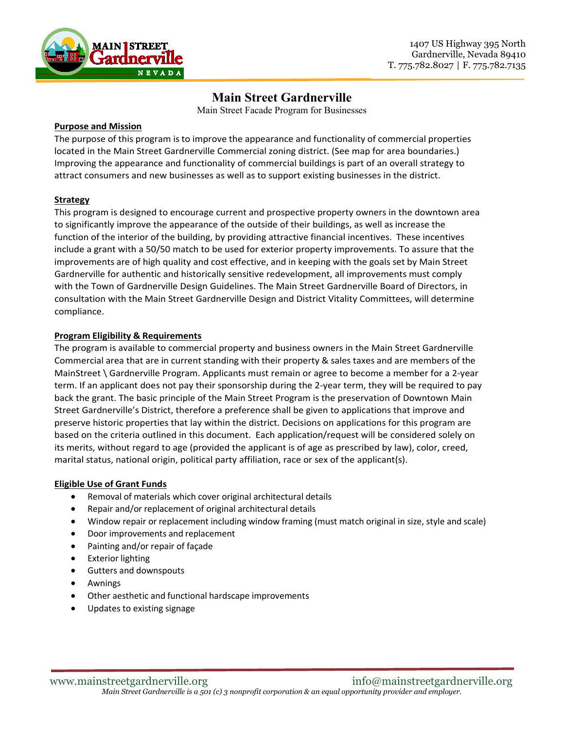1407 US Highway 395 North
Gardnerville, Nevada 89410
T. 775.782.8027 | F. 775.782.7135

# Main Street Gardnerville

Main Street Facade Program for Businesses

## Purpose and Mission

The purpose of this program is to improve the appearance and functionality of commercial properties located in the Main Street Gardnerville Commercial zoning district. (See map for area boundaries.) Improving the appearance and functionality of commercial buildings is part of an overall strategy to attract consumers and new businesses as well as to support existing businesses in the district.

## Strategy

This program is designed to encourage current and prospective property owners in the downtown area to significantly improve the appearance of the outside of their buildings, as well as increase the function of the interior of the building, by providing attractive financial incentives. These incentives include a grant with a 50/50 match to be used for exterior property improvements. To assure that the improvements are of high quality and cost effective, and in keeping with the goals set by Main Street Gardnerville for authentic and historically sensitive redevelopment, all improvements must comply with the Town of Gardnerville Design Guidelines. The Main Street Gardnerville Board of Directors, in consultation with the Main Street Gardnerville Design and District Vitality Committees, will determine compliance.

## Program Eligibility & Requirements

The program is available to commercial property and business owners in the Main Street Gardnerville Commercial area that are in current standing with their property & sales taxes and are members of the MainStreet \ Gardnerville Program. Applicants must remain or agree to become a member for a 2-year term. If an applicant does not pay their sponsorship during the 2-year term, they will be required to pay back the grant. The basic principle of the Main Street Program is the preservation of Downtown Main Street Gardnerville's District, therefore a preference shall be given to applications that improve and preserve historic properties that lay within the district. Decisions on applications for this program are based on the criteria outlined in this document. Each application/request will be considered solely on its merits, without regard to age (provided the applicant is of age as prescribed by law), color, creed, marital status, national origin, political party affiliation, race or sex of the applicant(s).

## Eligible Use of Grant Funds

- Removal of materials which cover original architectural details
- Repair and/or replacement of original architectural details
- Window repair or replacement including window framing (must match original in size, style and scale)
- Door improvements and replacement
- Painting and/or repair of façade
- Exterior lighting
- Gutters and downspouts
- Awnings
- Other aesthetic and functional hardscape improvements
- Updates to existing signage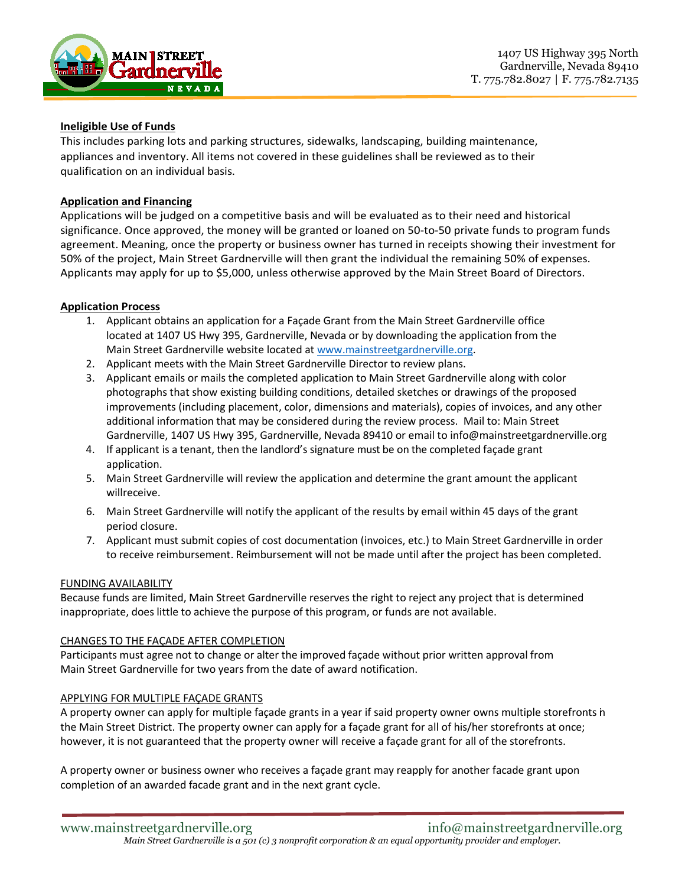**Ineligible Use of Funds**

This includes parking lots and parking structures, sidewalks, landscaping, building maintenance, appliances and inventory. All items not covered in these guidelines shall be reviewed as to their qualification on an individual basis.

**Application and Financing**

Applications will be judged on a competitive basis and will be evaluated as to their need and historical significance. Once approved, the money will be granted or loaned on 50-to-50 private funds to program funds agreement. Meaning, once the property or business owner has turned in receipts showing their investment for 50% of the project, Main Street Gardnerville will then grant the individual the remaining 50% of expenses. Applicants may apply for up to $5,000, unless otherwise approved by the Main Street Board of Directors.

**Application Process**

1. Applicant obtains an application for a Façade Grant from the Main Street Gardnerville office located at 1407 US Hwy 395, Gardnerville, Nevada or by downloading the application from the Main Street Gardnerville website located at www.mainstreetgardnerville.org.
2. Applicant meets with the Main Street Gardnerville Director to review plans.
3. Applicant emails or mails the completed application to Main Street Gardnerville along with color photographs that show existing building conditions, detailed sketches or drawings of the proposed improvements (including placement, color, dimensions and materials), copies of invoices, and any other additional information that may be considered during the review process. Mail to: Main Street Gardnerville, 1407 US Hwy 395, Gardnerville, Nevada 89410 or email to info@mainstreetgardnerville.org
4. If applicant is a tenant, then the landlord's signature must be on the completed façade grant application.
5. Main Street Gardnerville will review the application and determine the grant amount the applicant willreceive.
6. Main Street Gardnerville will notify the applicant of the results by email within 45 days of the grant period closure.
7. Applicant must submit copies of cost documentation (invoices, etc.) to Main Street Gardnerville in order to receive reimbursement. Reimbursement will not be made until after the project has been completed.

FUNDING AVAILABILITY

Because funds are limited, Main Street Gardnerville reserves the right to reject any project that is determined inappropriate, does little to achieve the purpose of this program, or funds are not available.

CHANGES TO THE FAÇADE AFTER COMPLETION

Participants must agree not to change or alter the improved façade without prior written approval from Main Street Gardnerville for two years from the date of award notification.

APPLYING FOR MULTIPLE FAÇADE GRANTS

A property owner can apply for multiple façade grants in a year if said property owner owns multiple storefronts in the Main Street District. The property owner can apply for a façade grant for all of his/her storefronts at once; however, it is not guaranteed that the property owner will receive a façade grant for all of the storefronts.

A property owner or business owner who receives a façade grant may reapply for another facade grant upon completion of an awarded facade grant and in the next grant cycle.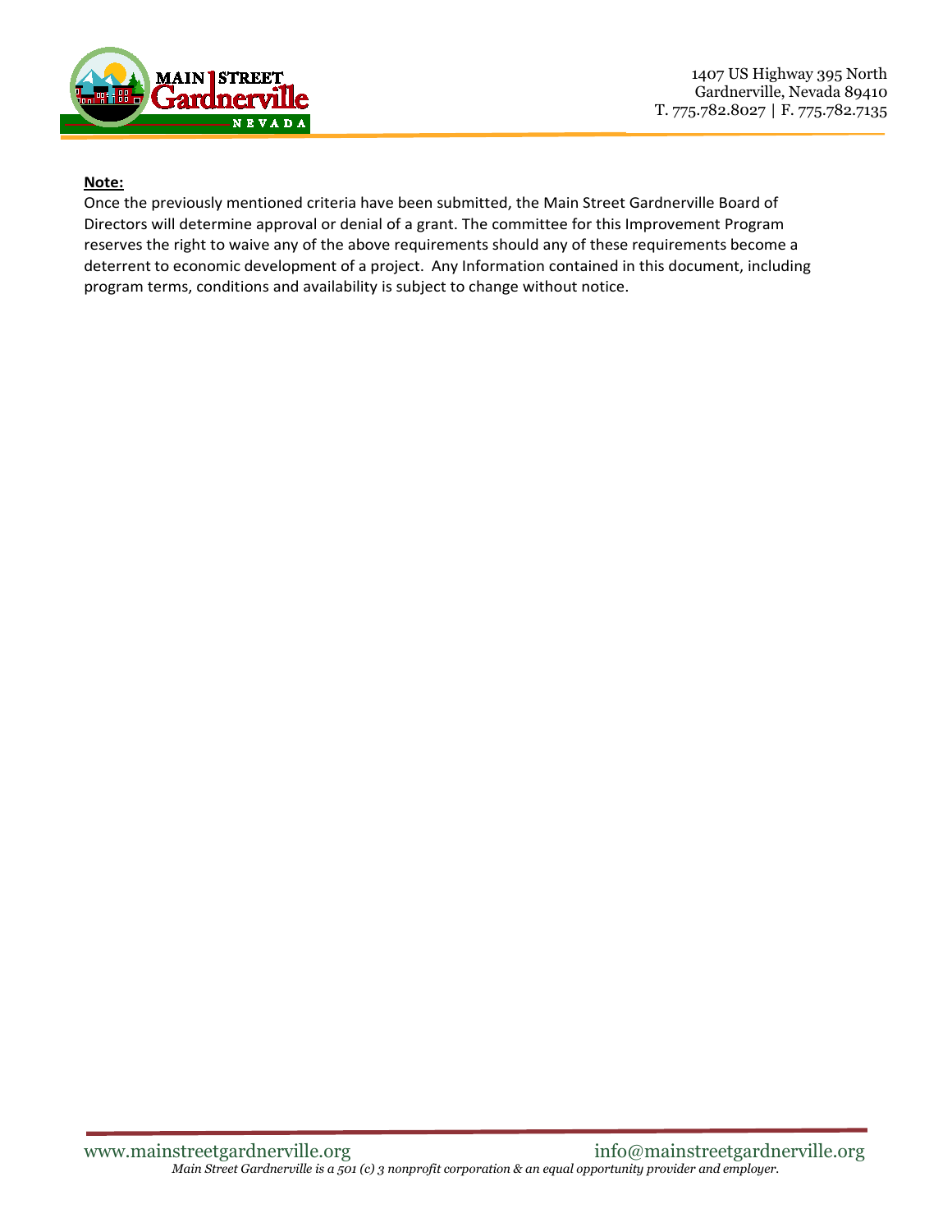**Note:**

Once the previously mentioned criteria have been submitted, the Main Street Gardnerville Board of Directors will determine approval or denial of a grant. The committee for this Improvement Program reserves the right to waive any of the above requirements should any of these requirements become a deterrent to economic development of a project. Any Information contained in this document, including program terms, conditions and availability is subject to change without notice.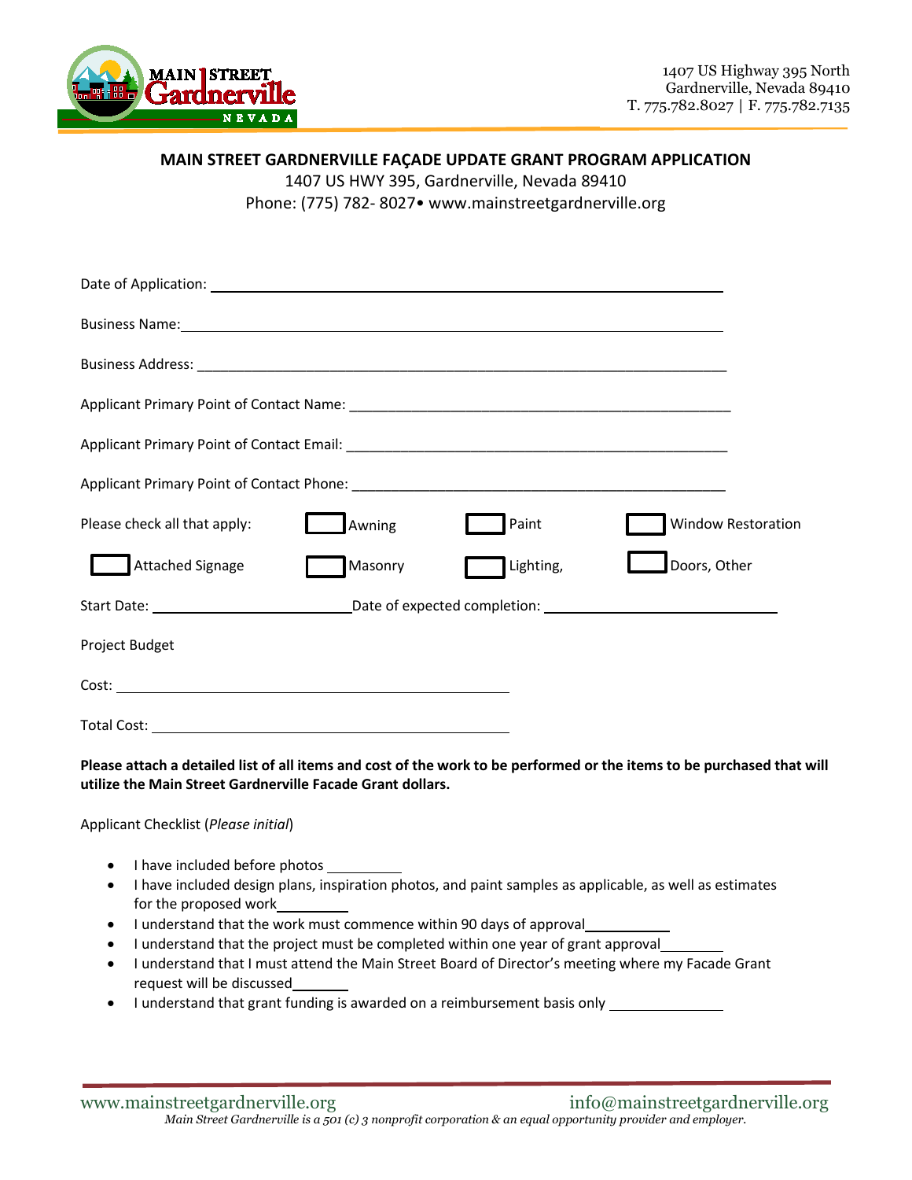1407 US Highway 395 North
Gardnerville, Nevada 89410
T. 775.782.8027 | F. 775.782.7135

## MAIN STREET GARDNERVILLE FAÇADE UPDATE GRANT PROGRAM APPLICATION

1407 US HWY 395, Gardnerville, Nevada 89410
Phone: (775) 782- 8027• www.mainstreetgardnerville.org

Date of Application: ______________________________

Business Name: ______________________________

Business Address: ______________________________

Applicant Primary Point of Contact Name: ______________________________

Applicant Primary Point of Contact Email: ______________________________

Applicant Primary Point of Contact Phone: ______________________________

Please check all that apply:

- [ ] Awning
- [ ] Paint
- [ ] Window Restoration
- [ ] Attached Signage
- [ ] Masonry
- [ ] Lighting,
- [ ] Doors, Other

Start Date: ____________________ Date of expected completion: ____________________

Project Budget

Cost: ______________________________

Total Cost: ______________________________

**Please attach a detailed list of all items and cost of the work to be performed or the items to be purchased that will utilize the Main Street Gardnerville Facade Grant dollars.**

Applicant Checklist (*Please initial*)

- I have included before photos __________
- I have included design plans, inspiration photos, and paint samples as applicable, as well as estimates for the proposed work__________
- I understand that the work must commence within 90 days of approval__________
- I understand that the project must be completed within one year of grant approval__________
- I understand that I must attend the Main Street Board of Director's meeting where my Facade Grant request will be discussed__________
- I understand that grant funding is awarded on a reimbursement basis only __________

www.mainstreetgardnerville.org info@mainstreetgardnerville.org

*Main Street Gardnerville is a 501 (c) 3 nonprofit corporation & an equal opportunity provider and employer.*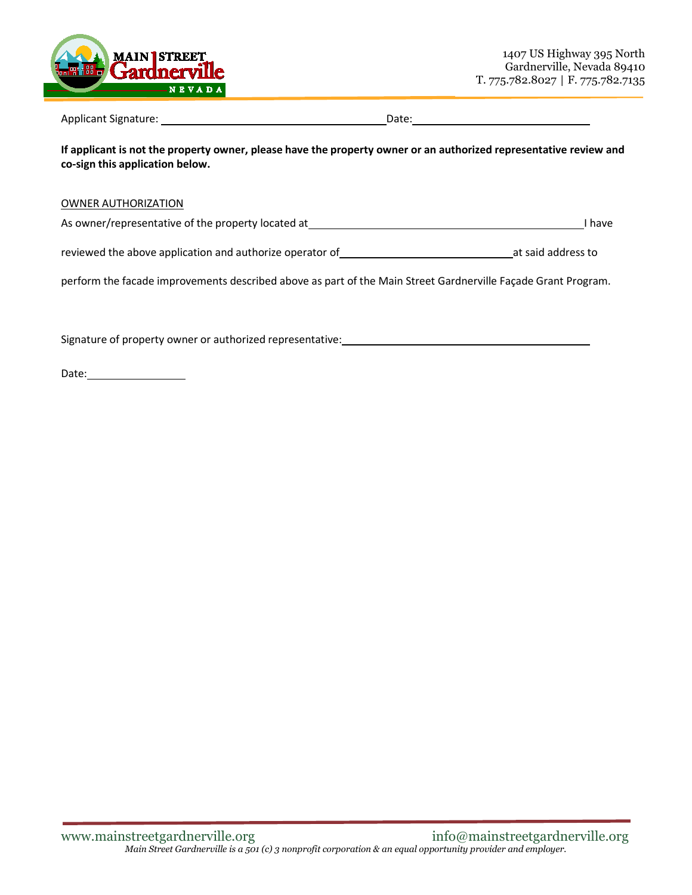Applicant Signature: ______________________________ Date: ________________________

**If applicant is not the property owner, please have the property owner or an authorized representative review and co-sign this application below.**

OWNER AUTHORIZATION

As owner/representative of the property located at ____________________________________ I have reviewed the above application and authorize operator of ________________________ at said address to perform the facade improvements described above as part of the Main Street Gardnerville Façade Grant Program.

Signature of property owner or authorized representative: __________________________________

Date: ______________